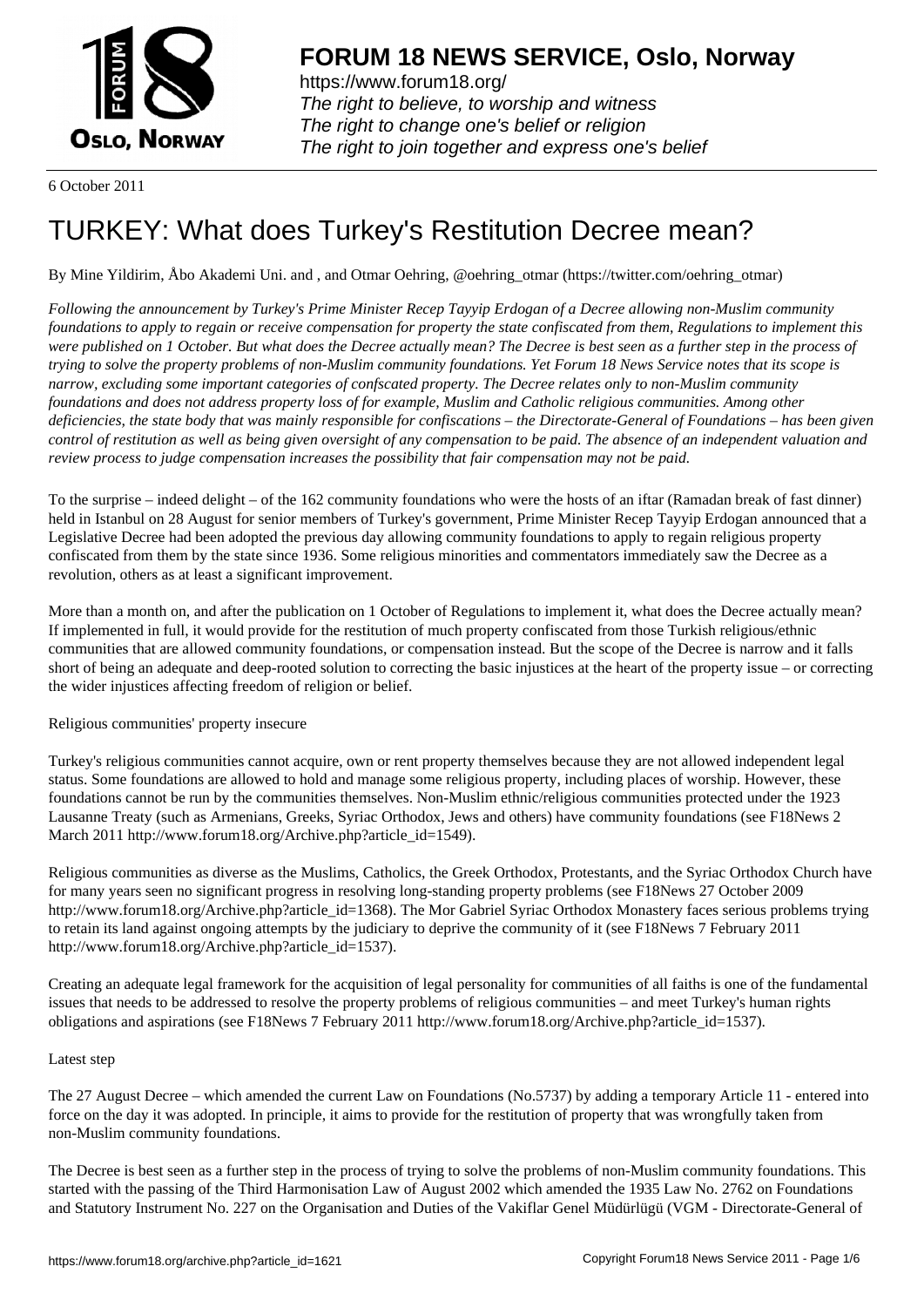# FORUM 18 NEWS SERVICE, Oslo, Norway

https://www.forum18.org/
*The right to believe, to worship and witness*
*The right to change one's belief or religion*
*The right to join together and express one's belief*

6 October 2011

# TURKEY: What does Turkey's Restitution Decree mean?

By Mine Yildirim, Åbo Akademi Uni. and , and Otmar Oehring, @oehring_otmar (https://twitter.com/oehring_otmar)

*Following the announcement by Turkey's Prime Minister Recep Tayyip Erdogan of a Decree allowing non-Muslim community foundations to apply to regain or receive compensation for property the state confiscated from them, Regulations to implement this were published on 1 October. But what does the Decree actually mean? The Decree is best seen as a further step in the process of trying to solve the property problems of non-Muslim community foundations. Yet Forum 18 News Service notes that its scope is narrow, excluding some important categories of confscated property. The Decree relates only to non-Muslim community foundations and does not address property loss of for example, Muslim and Catholic religious communities. Among other deficiencies, the state body that was mainly responsible for confiscations – the Directorate-General of Foundations – has been given control of restitution as well as being given oversight of any compensation to be paid. The absence of an independent valuation and review process to judge compensation increases the possibility that fair compensation may not be paid.*

To the surprise – indeed delight – of the 162 community foundations who were the hosts of an iftar (Ramadan break of fast dinner) held in Istanbul on 28 August for senior members of Turkey's government, Prime Minister Recep Tayyip Erdogan announced that a Legislative Decree had been adopted the previous day allowing community foundations to apply to regain religious property confiscated from them by the state since 1936. Some religious minorities and commentators immediately saw the Decree as a revolution, others as at least a significant improvement.

More than a month on, and after the publication on 1 October of Regulations to implement it, what does the Decree actually mean? If implemented in full, it would provide for the restitution of much property confiscated from those Turkish religious/ethnic communities that are allowed community foundations, or compensation instead. But the scope of the Decree is narrow and it falls short of being an adequate and deep-rooted solution to correcting the basic injustices at the heart of the property issue – or correcting the wider injustices affecting freedom of religion or belief.

Religious communities' property insecure

Turkey's religious communities cannot acquire, own or rent property themselves because they are not allowed independent legal status. Some foundations are allowed to hold and manage some religious property, including places of worship. However, these foundations cannot be run by the communities themselves. Non-Muslim ethnic/religious communities protected under the 1923 Lausanne Treaty (such as Armenians, Greeks, Syriac Orthodox, Jews and others) have community foundations (see F18News 2 March 2011 http://www.forum18.org/Archive.php?article_id=1549).

Religious communities as diverse as the Muslims, Catholics, the Greek Orthodox, Protestants, and the Syriac Orthodox Church have for many years seen no significant progress in resolving long-standing property problems (see F18News 27 October 2009 http://www.forum18.org/Archive.php?article_id=1368). The Mor Gabriel Syriac Orthodox Monastery faces serious problems trying to retain its land against ongoing attempts by the judiciary to deprive the community of it (see F18News 7 February 2011 http://www.forum18.org/Archive.php?article_id=1537).

Creating an adequate legal framework for the acquisition of legal personality for communities of all faiths is one of the fundamental issues that needs to be addressed to resolve the property problems of religious communities – and meet Turkey's human rights obligations and aspirations (see F18News 7 February 2011 http://www.forum18.org/Archive.php?article_id=1537).

Latest step

The 27 August Decree – which amended the current Law on Foundations (No.5737) by adding a temporary Article 11 - entered into force on the day it was adopted. In principle, it aims to provide for the restitution of property that was wrongfully taken from non-Muslim community foundations.

The Decree is best seen as a further step in the process of trying to solve the problems of non-Muslim community foundations. This started with the passing of the Third Harmonisation Law of August 2002 which amended the 1935 Law No. 2762 on Foundations and Statutory Instrument No. 227 on the Organisation and Duties of the Vakiflar Genel Müdürlügü (VGM - Directorate-General of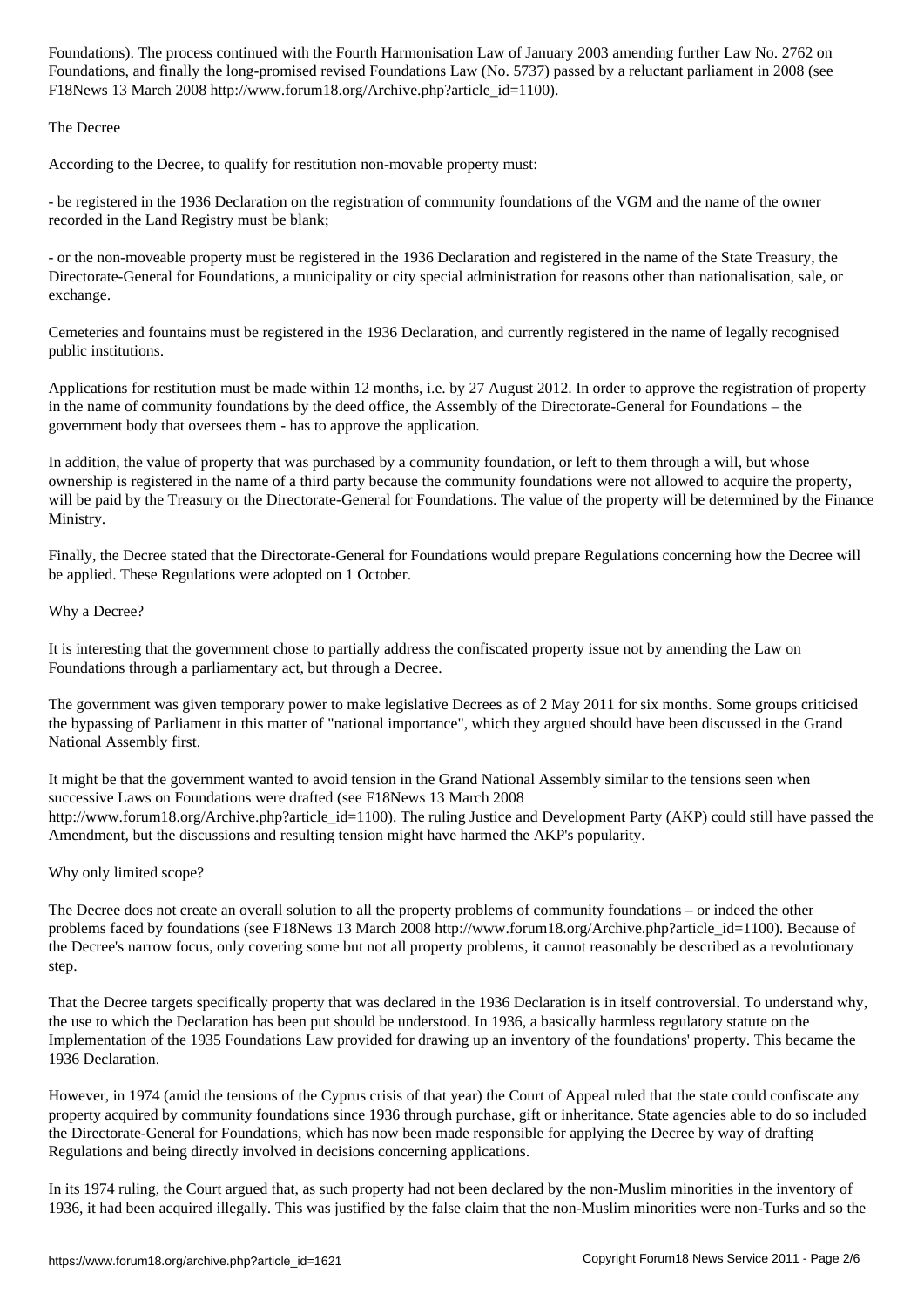Foundations). The process continued with the Fourth Harmonisation Law of January 2003 amending further Law No. 2762 on Foundations, and finally the long-promised revised Foundations Law (No. 5737) passed by a reluctant parliament in 2008 (see F18News 13 March 2008 http://www.forum18.org/Archive.php?article_id=1100).

### The Decree

According to the Decree, to qualify for restitution non-movable property must:

- be registered in the 1936 Declaration on the registration of community foundations of the VGM and the name of the owner recorded in the Land Registry must be blank;

- or the non-moveable property must be registered in the 1936 Declaration and registered in the name of the State Treasury, the Directorate-General for Foundations, a municipality or city special administration for reasons other than nationalisation, sale, or exchange.

Cemeteries and fountains must be registered in the 1936 Declaration, and currently registered in the name of legally recognised public institutions.

Applications for restitution must be made within 12 months, i.e. by 27 August 2012. In order to approve the registration of property in the name of community foundations by the deed office, the Assembly of the Directorate-General for Foundations – the government body that oversees them - has to approve the application.

In addition, the value of property that was purchased by a community foundation, or left to them through a will, but whose ownership is registered in the name of a third party because the community foundations were not allowed to acquire the property, will be paid by the Treasury or the Directorate-General for Foundations. The value of the property will be determined by the Finance Ministry.

Finally, the Decree stated that the Directorate-General for Foundations would prepare Regulations concerning how the Decree will be applied. These Regulations were adopted on 1 October.

### Why a Decree?

It is interesting that the government chose to partially address the confiscated property issue not by amending the Law on Foundations through a parliamentary act, but through a Decree.

The government was given temporary power to make legislative Decrees as of 2 May 2011 for six months. Some groups criticised the bypassing of Parliament in this matter of "national importance", which they argued should have been discussed in the Grand National Assembly first.

It might be that the government wanted to avoid tension in the Grand National Assembly similar to the tensions seen when successive Laws on Foundations were drafted (see F18News 13 March 2008 http://www.forum18.org/Archive.php?article_id=1100). The ruling Justice and Development Party (AKP) could still have passed the Amendment, but the discussions and resulting tension might have harmed the AKP's popularity.

### Why only limited scope?

The Decree does not create an overall solution to all the property problems of community foundations – or indeed the other problems faced by foundations (see F18News 13 March 2008 http://www.forum18.org/Archive.php?article_id=1100). Because of the Decree's narrow focus, only covering some but not all property problems, it cannot reasonably be described as a revolutionary step.

That the Decree targets specifically property that was declared in the 1936 Declaration is in itself controversial. To understand why, the use to which the Declaration has been put should be understood. In 1936, a basically harmless regulatory statute on the Implementation of the 1935 Foundations Law provided for drawing up an inventory of the foundations' property. This became the 1936 Declaration.

However, in 1974 (amid the tensions of the Cyprus crisis of that year) the Court of Appeal ruled that the state could confiscate any property acquired by community foundations since 1936 through purchase, gift or inheritance. State agencies able to do so included the Directorate-General for Foundations, which has now been made responsible for applying the Decree by way of drafting Regulations and being directly involved in decisions concerning applications.

In its 1974 ruling, the Court argued that, as such property had not been declared by the non-Muslim minorities in the inventory of 1936, it had been acquired illegally. This was justified by the false claim that the non-Muslim minorities were non-Turks and so the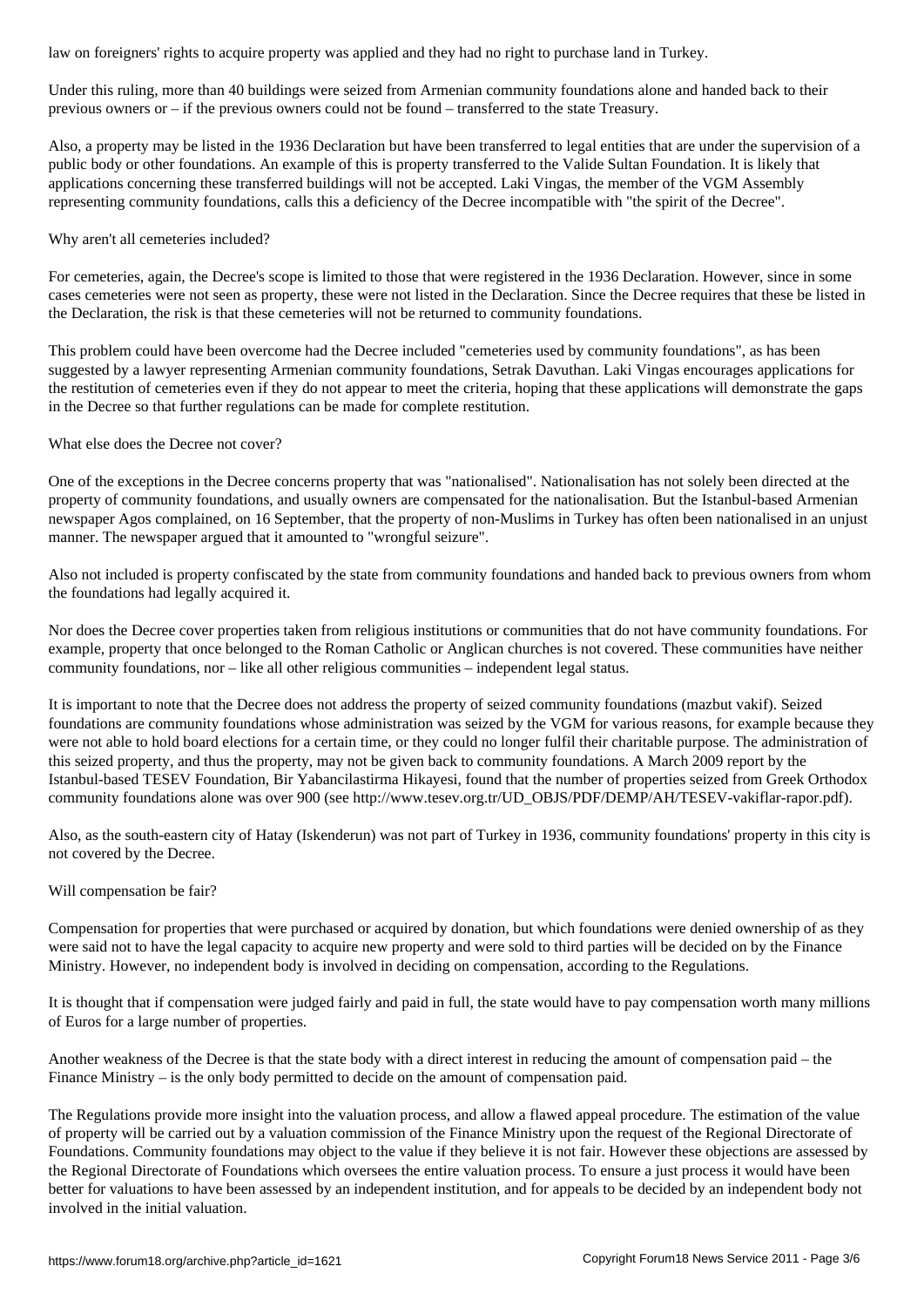law on foreigners' rights to acquire property was applied and they had no right to purchase land in Turkey.

Under this ruling, more than 40 buildings were seized from Armenian community foundations alone and handed back to their previous owners or – if the previous owners could not be found – transferred to the state Treasury.

Also, a property may be listed in the 1936 Declaration but have been transferred to legal entities that are under the supervision of a public body or other foundations. An example of this is property transferred to the Valide Sultan Foundation. It is likely that applications concerning these transferred buildings will not be accepted. Laki Vingas, the member of the VGM Assembly representing community foundations, calls this a deficiency of the Decree incompatible with "the spirit of the Decree".

Why aren't all cemeteries included?

For cemeteries, again, the Decree's scope is limited to those that were registered in the 1936 Declaration. However, since in some cases cemeteries were not seen as property, these were not listed in the Declaration. Since the Decree requires that these be listed in the Declaration, the risk is that these cemeteries will not be returned to community foundations.

This problem could have been overcome had the Decree included "cemeteries used by community foundations", as has been suggested by a lawyer representing Armenian community foundations, Setrak Davuthan. Laki Vingas encourages applications for the restitution of cemeteries even if they do not appear to meet the criteria, hoping that these applications will demonstrate the gaps in the Decree so that further regulations can be made for complete restitution.

What else does the Decree not cover?

One of the exceptions in the Decree concerns property that was "nationalised". Nationalisation has not solely been directed at the property of community foundations, and usually owners are compensated for the nationalisation. But the Istanbul-based Armenian newspaper Agos complained, on 16 September, that the property of non-Muslims in Turkey has often been nationalised in an unjust manner. The newspaper argued that it amounted to "wrongful seizure".

Also not included is property confiscated by the state from community foundations and handed back to previous owners from whom the foundations had legally acquired it.

Nor does the Decree cover properties taken from religious institutions or communities that do not have community foundations. For example, property that once belonged to the Roman Catholic or Anglican churches is not covered. These communities have neither community foundations, nor – like all other religious communities – independent legal status.

It is important to note that the Decree does not address the property of seized community foundations (mazbut vakif). Seized foundations are community foundations whose administration was seized by the VGM for various reasons, for example because they were not able to hold board elections for a certain time, or they could no longer fulfil their charitable purpose. The administration of this seized property, and thus the property, may not be given back to community foundations. A March 2009 report by the Istanbul-based TESEV Foundation, Bir Yabancilastirma Hikayesi, found that the number of properties seized from Greek Orthodox community foundations alone was over 900 (see http://www.tesev.org.tr/UD_OBJS/PDF/DEMP/AH/TESEV-vakiflar-rapor.pdf).

Also, as the south-eastern city of Hatay (Iskenderun) was not part of Turkey in 1936, community foundations' property in this city is not covered by the Decree.

Will compensation be fair?

Compensation for properties that were purchased or acquired by donation, but which foundations were denied ownership of as they were said not to have the legal capacity to acquire new property and were sold to third parties will be decided on by the Finance Ministry. However, no independent body is involved in deciding on compensation, according to the Regulations.

It is thought that if compensation were judged fairly and paid in full, the state would have to pay compensation worth many millions of Euros for a large number of properties.

Another weakness of the Decree is that the state body with a direct interest in reducing the amount of compensation paid – the Finance Ministry – is the only body permitted to decide on the amount of compensation paid.

The Regulations provide more insight into the valuation process, and allow a flawed appeal procedure. The estimation of the value of property will be carried out by a valuation commission of the Finance Ministry upon the request of the Regional Directorate of Foundations. Community foundations may object to the value if they believe it is not fair. However these objections are assessed by the Regional Directorate of Foundations which oversees the entire valuation process. To ensure a just process it would have been better for valuations to have been assessed by an independent institution, and for appeals to be decided by an independent body not involved in the initial valuation.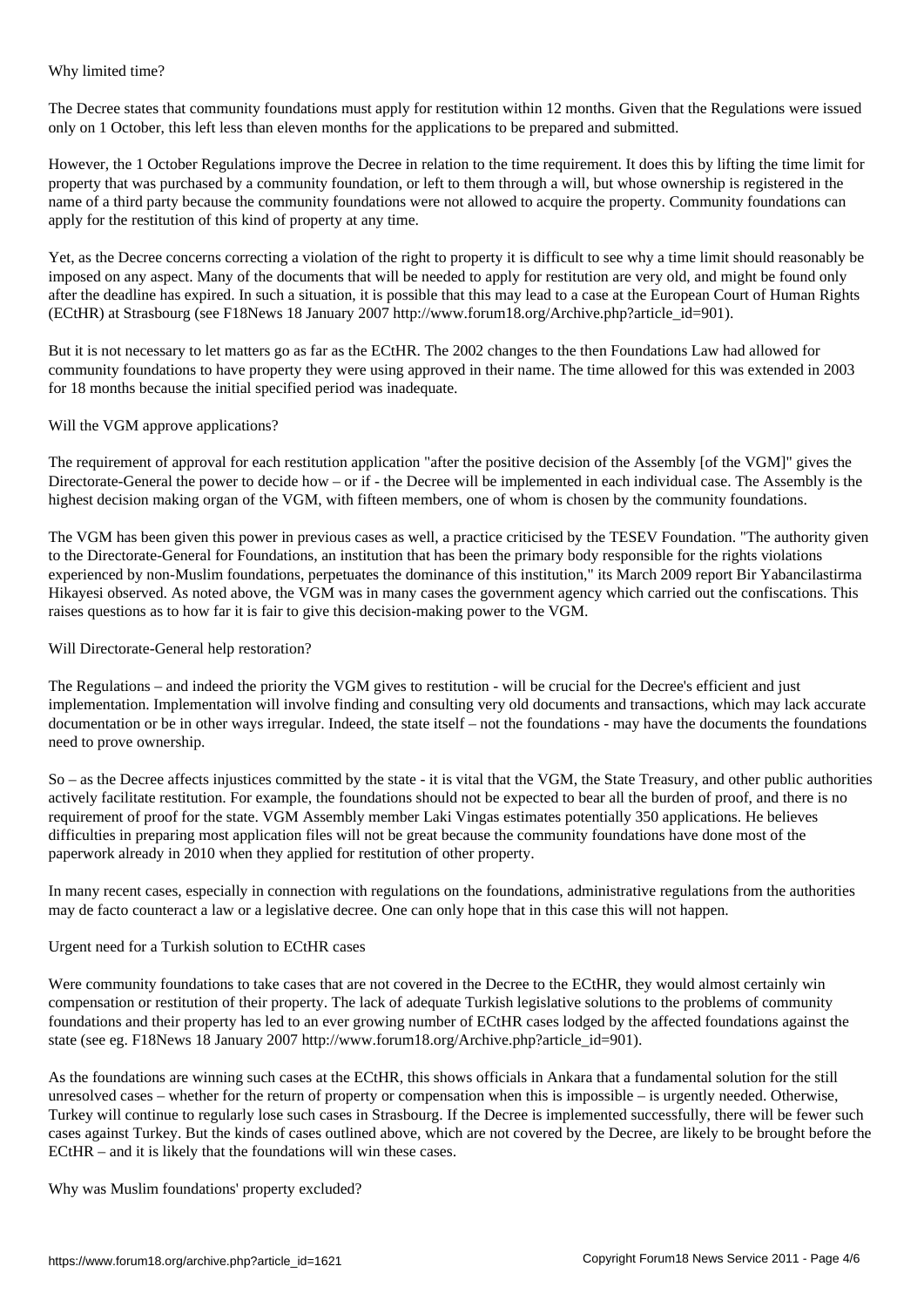## Why limited time?

The Decree states that community foundations must apply for restitution within 12 months. Given that the Regulations were issued only on 1 October, this left less than eleven months for the applications to be prepared and submitted.

However, the 1 October Regulations improve the Decree in relation to the time requirement. It does this by lifting the time limit for property that was purchased by a community foundation, or left to them through a will, but whose ownership is registered in the name of a third party because the community foundations were not allowed to acquire the property. Community foundations can apply for the restitution of this kind of property at any time.

Yet, as the Decree concerns correcting a violation of the right to property it is difficult to see why a time limit should reasonably be imposed on any aspect. Many of the documents that will be needed to apply for restitution are very old, and might be found only after the deadline has expired. In such a situation, it is possible that this may lead to a case at the European Court of Human Rights (ECtHR) at Strasbourg (see F18News 18 January 2007 http://www.forum18.org/Archive.php?article_id=901).

But it is not necessary to let matters go as far as the ECtHR. The 2002 changes to the then Foundations Law had allowed for community foundations to have property they were using approved in their name. The time allowed for this was extended in 2003 for 18 months because the initial specified period was inadequate.

## Will the VGM approve applications?

The requirement of approval for each restitution application "after the positive decision of the Assembly [of the VGM]" gives the Directorate-General the power to decide how – or if - the Decree will be implemented in each individual case. The Assembly is the highest decision making organ of the VGM, with fifteen members, one of whom is chosen by the community foundations.

The VGM has been given this power in previous cases as well, a practice criticised by the TESEV Foundation. "The authority given to the Directorate-General for Foundations, an institution that has been the primary body responsible for the rights violations experienced by non-Muslim foundations, perpetuates the dominance of this institution," its March 2009 report Bir Yabancilastirma Hikayesi observed. As noted above, the VGM was in many cases the government agency which carried out the confiscations. This raises questions as to how far it is fair to give this decision-making power to the VGM.

## Will Directorate-General help restoration?

The Regulations – and indeed the priority the VGM gives to restitution - will be crucial for the Decree's efficient and just implementation. Implementation will involve finding and consulting very old documents and transactions, which may lack accurate documentation or be in other ways irregular. Indeed, the state itself – not the foundations - may have the documents the foundations need to prove ownership.

So – as the Decree affects injustices committed by the state - it is vital that the VGM, the State Treasury, and other public authorities actively facilitate restitution. For example, the foundations should not be expected to bear all the burden of proof, and there is no requirement of proof for the state. VGM Assembly member Laki Vingas estimates potentially 350 applications. He believes difficulties in preparing most application files will not be great because the community foundations have done most of the paperwork already in 2010 when they applied for restitution of other property.

In many recent cases, especially in connection with regulations on the foundations, administrative regulations from the authorities may de facto counteract a law or a legislative decree. One can only hope that in this case this will not happen.

## Urgent need for a Turkish solution to ECtHR cases

Were community foundations to take cases that are not covered in the Decree to the ECtHR, they would almost certainly win compensation or restitution of their property. The lack of adequate Turkish legislative solutions to the problems of community foundations and their property has led to an ever growing number of ECtHR cases lodged by the affected foundations against the state (see eg. F18News 18 January 2007 http://www.forum18.org/Archive.php?article_id=901).

As the foundations are winning such cases at the ECtHR, this shows officials in Ankara that a fundamental solution for the still unresolved cases – whether for the return of property or compensation when this is impossible – is urgently needed. Otherwise, Turkey will continue to regularly lose such cases in Strasbourg. If the Decree is implemented successfully, there will be fewer such cases against Turkey. But the kinds of cases outlined above, which are not covered by the Decree, are likely to be brought before the ECtHR – and it is likely that the foundations will win these cases.

## Why was Muslim foundations' property excluded?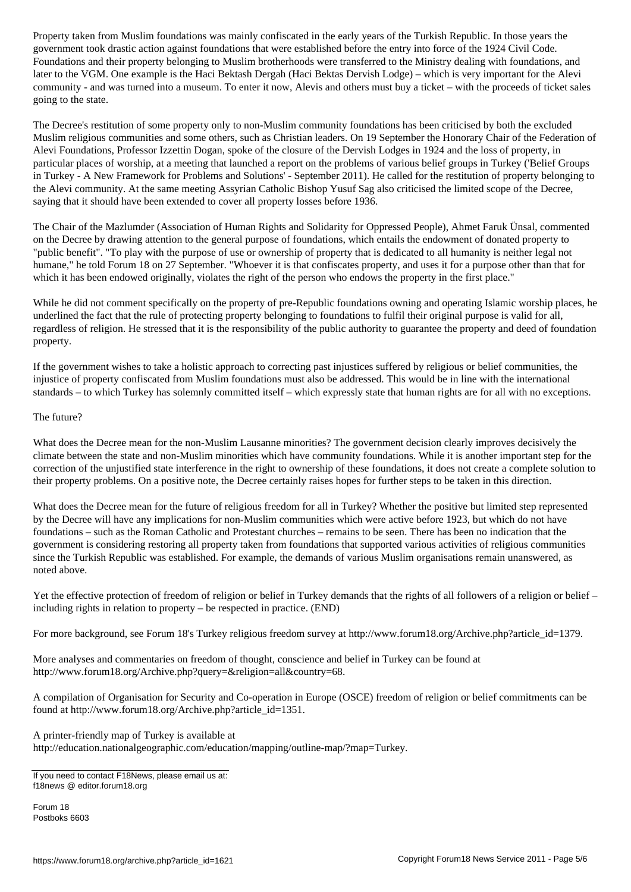Property taken from Muslim foundations was mainly confiscated in the early years of the Turkish Republic. In those years the government took drastic action against foundations that were established before the entry into force of the 1924 Civil Code. Foundations and their property belonging to Muslim brotherhoods were transferred to the Ministry dealing with foundations, and later to the VGM. One example is the Haci Bektash Dergah (Haci Bektas Dervish Lodge) – which is very important for the Alevi community - and was turned into a museum. To enter it now, Alevis and others must buy a ticket – with the proceeds of ticket sales going to the state.

The Decree's restitution of some property only to non-Muslim community foundations has been criticised by both the excluded Muslim religious communities and some others, such as Christian leaders. On 19 September the Honorary Chair of the Federation of Alevi Foundations, Professor Izzettin Dogan, spoke of the closure of the Dervish Lodges in 1924 and the loss of property, in particular places of worship, at a meeting that launched a report on the problems of various belief groups in Turkey ('Belief Groups in Turkey - A New Framework for Problems and Solutions' - September 2011). He called for the restitution of property belonging to the Alevi community. At the same meeting Assyrian Catholic Bishop Yusuf Sag also criticised the limited scope of the Decree, saying that it should have been extended to cover all property losses before 1936.

The Chair of the Mazlumder (Association of Human Rights and Solidarity for Oppressed People), Ahmet Faruk Ünsal, commented on the Decree by drawing attention to the general purpose of foundations, which entails the endowment of donated property to "public benefit". "To play with the purpose of use or ownership of property that is dedicated to all humanity is neither legal not humane," he told Forum 18 on 27 September. "Whoever it is that confiscates property, and uses it for a purpose other than that for which it has been endowed originally, violates the right of the person who endows the property in the first place."

While he did not comment specifically on the property of pre-Republic foundations owning and operating Islamic worship places, he underlined the fact that the rule of protecting property belonging to foundations to fulfil their original purpose is valid for all, regardless of religion. He stressed that it is the responsibility of the public authority to guarantee the property and deed of foundation property.

If the government wishes to take a holistic approach to correcting past injustices suffered by religious or belief communities, the injustice of property confiscated from Muslim foundations must also be addressed. This would be in line with the international standards – to which Turkey has solemnly committed itself – which expressly state that human rights are for all with no exceptions.

The future?

What does the Decree mean for the non-Muslim Lausanne minorities? The government decision clearly improves decisively the climate between the state and non-Muslim minorities which have community foundations. While it is another important step for the correction of the unjustified state interference in the right to ownership of these foundations, it does not create a complete solution to their property problems. On a positive note, the Decree certainly raises hopes for further steps to be taken in this direction.

What does the Decree mean for the future of religious freedom for all in Turkey? Whether the positive but limited step represented by the Decree will have any implications for non-Muslim communities which were active before 1923, but which do not have foundations – such as the Roman Catholic and Protestant churches – remains to be seen. There has been no indication that the government is considering restoring all property taken from foundations that supported various activities of religious communities since the Turkish Republic was established. For example, the demands of various Muslim organisations remain unanswered, as noted above.

Yet the effective protection of freedom of religion or belief in Turkey demands that the rights of all followers of a religion or belief – including rights in relation to property – be respected in practice. (END)

For more background, see Forum 18's Turkey religious freedom survey at http://www.forum18.org/Archive.php?article_id=1379.

More analyses and commentaries on freedom of thought, conscience and belief in Turkey can be found at http://www.forum18.org/Archive.php?query=&religion=all&country=68.

A compilation of Organisation for Security and Co-operation in Europe (OSCE) freedom of religion or belief commitments can be found at http://www.forum18.org/Archive.php?article_id=1351.

A printer-friendly map of Turkey is available at http://education.nationalgeographic.com/education/mapping/outline-map/?map=Turkey.

If you need to contact F18News, please email us at:
f18news @ editor.forum18.org

Forum 18
Postboks 6603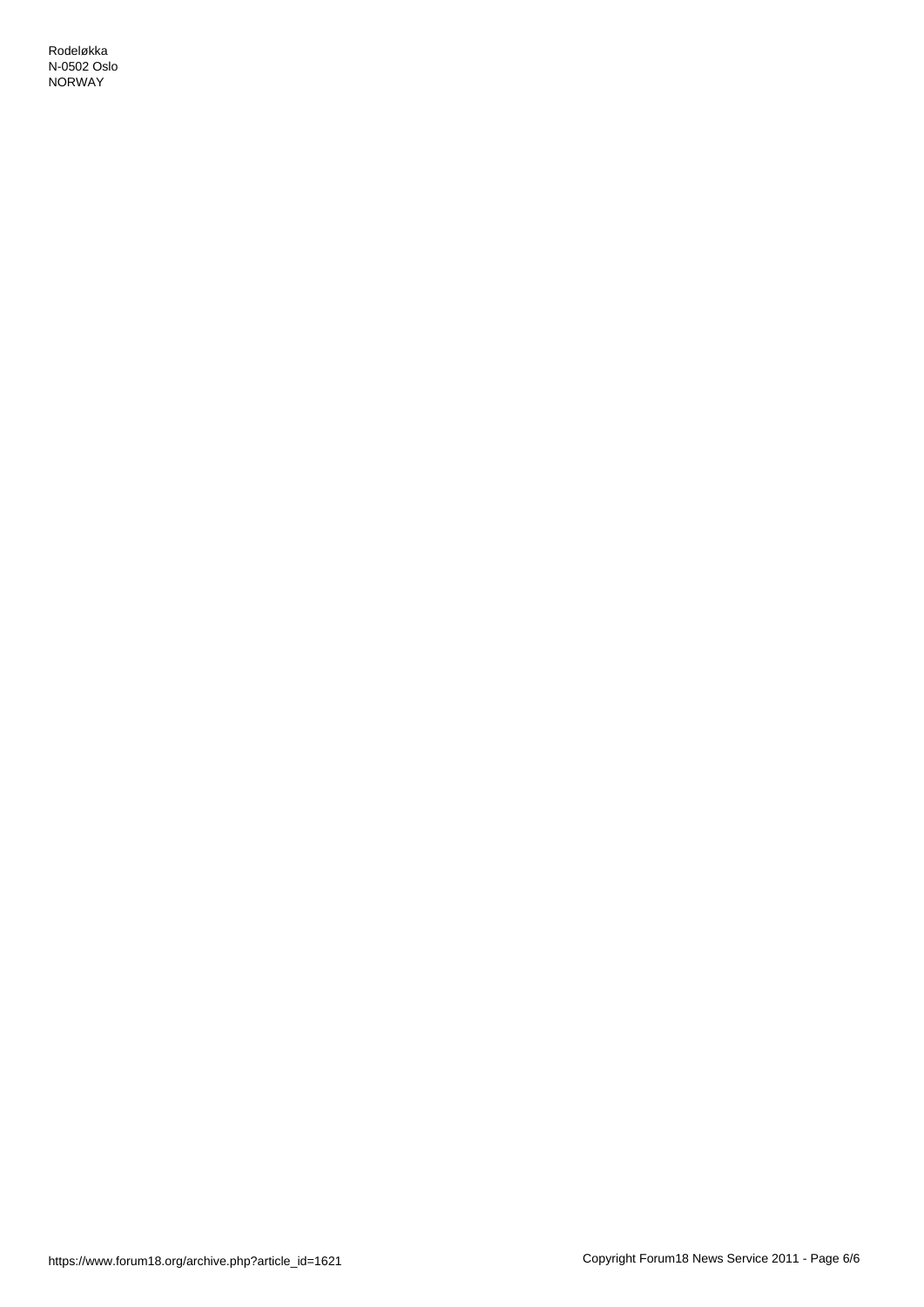Rodeløkka
N-0502 Oslo
NORWAY